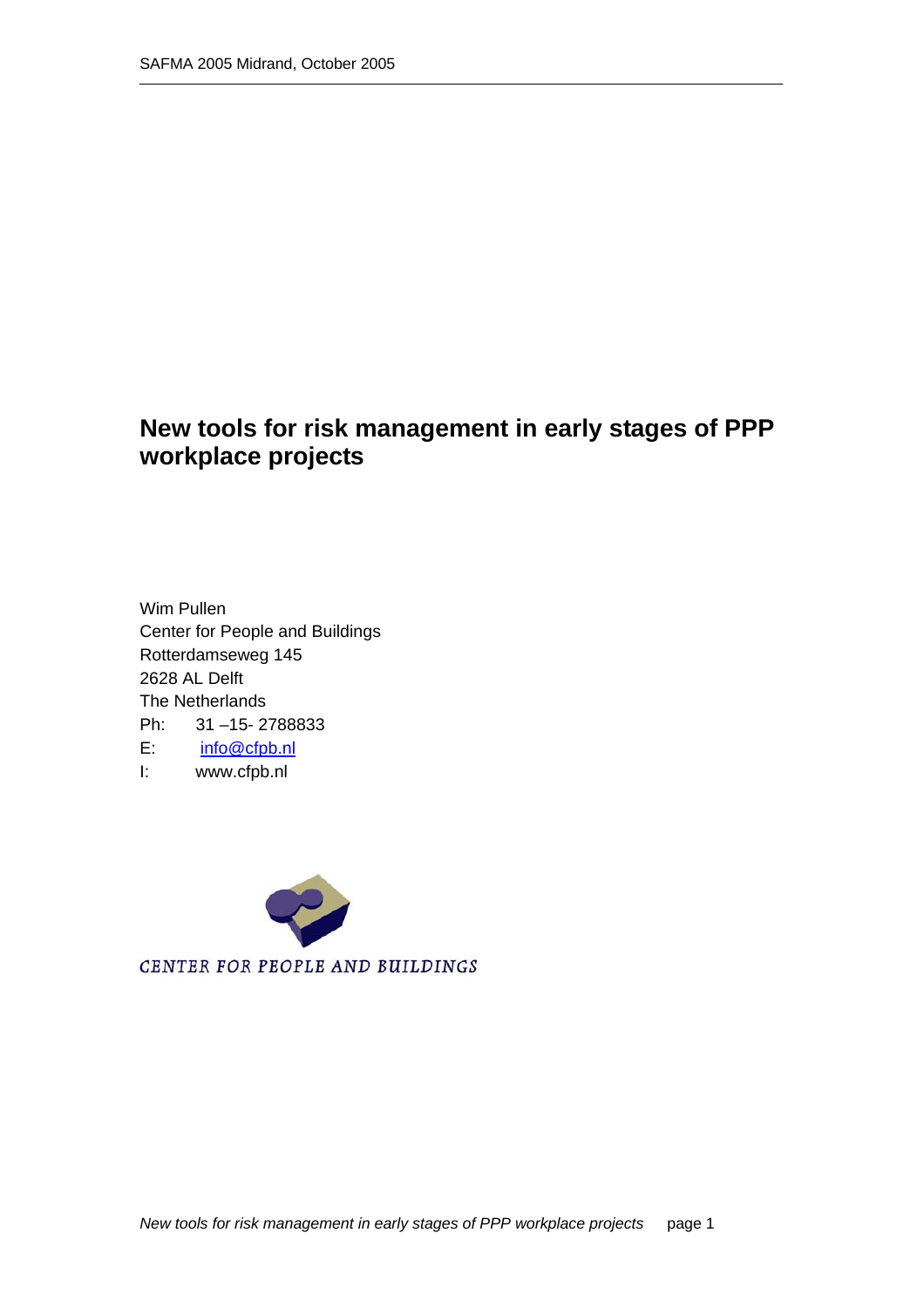# New tools for risk management in early stages of PPP workplace projects

Wim Pullen
Center for People and Buildings
Rotterdamseweg 145
2628 AL Delft
The Netherlands
Ph: 31 –15- 2788833
E: info@cfpb.nl
I: www.cfpb.nl

CENTER FOR PEOPLE AND BUILDINGS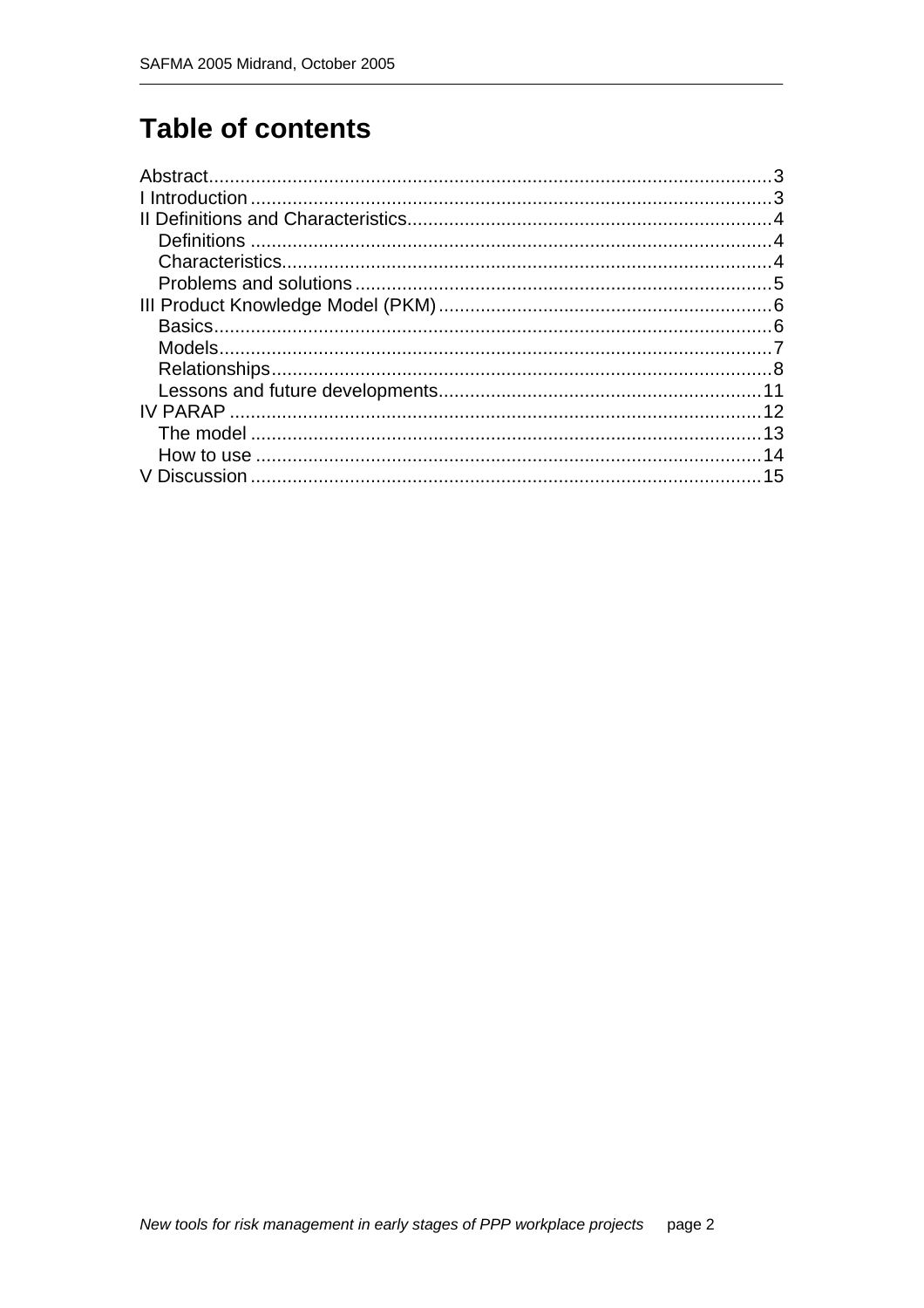# Table of contents

Abstract....3
I Introduction....3
II Definitions and Characteristics....4
- Definitions....4
- Characteristics....4
- Problems and solutions....5

III Product Knowledge Model (PKM)....6
- Basics....6
- Models....7
- Relationships....8
- Lessons and future developments....11

IV PARAP....12
- The model....13
- How to use....14

V Discussion....15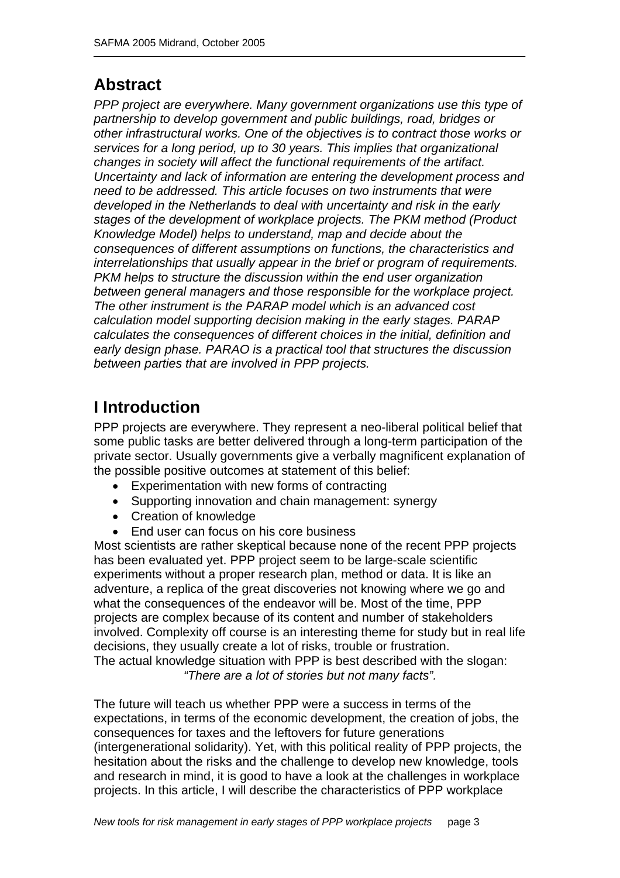## Abstract

*PPP project are everywhere. Many government organizations use this type of partnership to develop government and public buildings, road, bridges or other infrastructural works. One of the objectives is to contract those works or services for a long period, up to 30 years. This implies that organizational changes in society will affect the functional requirements of the artifact. Uncertainty and lack of information are entering the development process and need to be addressed. This article focuses on two instruments that were developed in the Netherlands to deal with uncertainty and risk in the early stages of the development of workplace projects. The PKM method (Product Knowledge Model) helps to understand, map and decide about the consequences of different assumptions on functions, the characteristics and interrelationships that usually appear in the brief or program of requirements. PKM helps to structure the discussion within the end user organization between general managers and those responsible for the workplace project. The other instrument is the PARAP model which is an advanced cost calculation model supporting decision making in the early stages. PARAP calculates the consequences of different choices in the initial, definition and early design phase. PARAO is a practical tool that structures the discussion between parties that are involved in PPP projects.*

## I Introduction

PPP projects are everywhere. They represent a neo-liberal political belief that some public tasks are better delivered through a long-term participation of the private sector. Usually governments give a verbally magnificent explanation of the possible positive outcomes at statement of this belief:

- Experimentation with new forms of contracting
- Supporting innovation and chain management: synergy
- Creation of knowledge
- End user can focus on his core business

Most scientists are rather skeptical because none of the recent PPP projects has been evaluated yet. PPP project seem to be large-scale scientific experiments without a proper research plan, method or data. It is like an adventure, a replica of the great discoveries not knowing where we go and what the consequences of the endeavor will be. Most of the time, PPP projects are complex because of its content and number of stakeholders involved. Complexity off course is an interesting theme for study but in real life decisions, they usually create a lot of risks, trouble or frustration.
The actual knowledge situation with PPP is best described with the slogan:

*"There are a lot of stories but not many facts".*

The future will teach us whether PPP were a success in terms of the expectations, in terms of the economic development, the creation of jobs, the consequences for taxes and the leftovers for future generations (intergenerational solidarity). Yet, with this political reality of PPP projects, the hesitation about the risks and the challenge to develop new knowledge, tools and research in mind, it is good to have a look at the challenges in workplace projects. In this article, I will describe the characteristics of PPP workplace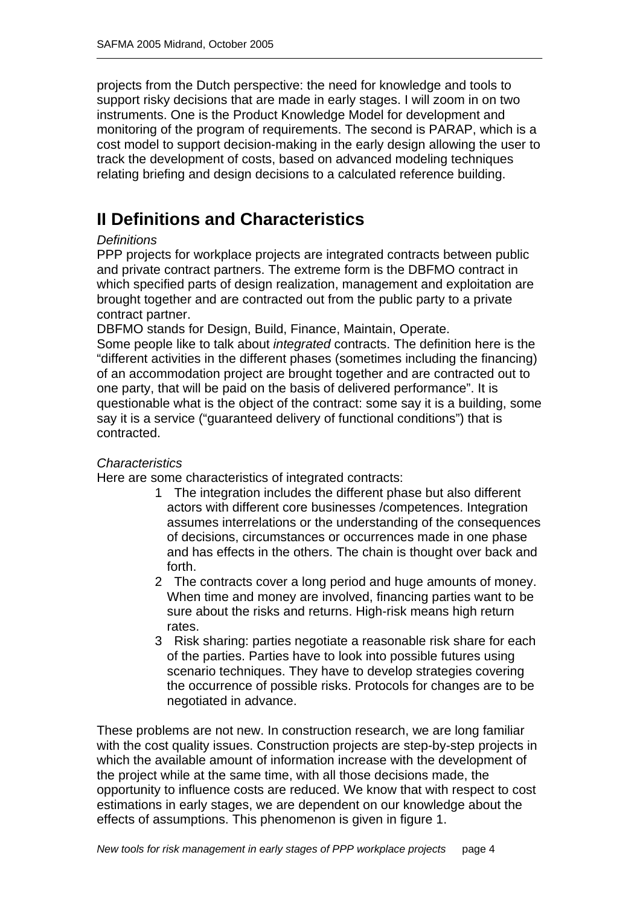projects from the Dutch perspective: the need for knowledge and tools to support risky decisions that are made in early stages. I will zoom in on two instruments. One is the Product Knowledge Model for development and monitoring of the program of requirements. The second is PARAP, which is a cost model to support decision-making in the early design allowing the user to track the development of costs, based on advanced modeling techniques relating briefing and design decisions to a calculated reference building.

## II Definitions and Characteristics

*Definitions*

PPP projects for workplace projects are integrated contracts between public and private contract partners. The extreme form is the DBFMO contract in which specified parts of design realization, management and exploitation are brought together and are contracted out from the public party to a private contract partner.

DBFMO stands for Design, Build, Finance, Maintain, Operate.

Some people like to talk about *integrated* contracts. The definition here is the "different activities in the different phases (sometimes including the financing) of an accommodation project are brought together and are contracted out to one party, that will be paid on the basis of delivered performance". It is questionable what is the object of the contract: some say it is a building, some say it is a service ("guaranteed delivery of functional conditions") that is contracted.

*Characteristics*

Here are some characteristics of integrated contracts:

1. The integration includes the different phase but also different actors with different core businesses /competences. Integration assumes interrelations or the understanding of the consequences of decisions, circumstances or occurrences made in one phase and has effects in the others. The chain is thought over back and forth.
2. The contracts cover a long period and huge amounts of money. When time and money are involved, financing parties want to be sure about the risks and returns. High-risk means high return rates.
3. Risk sharing: parties negotiate a reasonable risk share for each of the parties. Parties have to look into possible futures using scenario techniques. They have to develop strategies covering the occurrence of possible risks. Protocols for changes are to be negotiated in advance.

These problems are not new. In construction research, we are long familiar with the cost quality issues. Construction projects are step-by-step projects in which the available amount of information increase with the development of the project while at the same time, with all those decisions made, the opportunity to influence costs are reduced. We know that with respect to cost estimations in early stages, we are dependent on our knowledge about the effects of assumptions. This phenomenon is given in figure 1.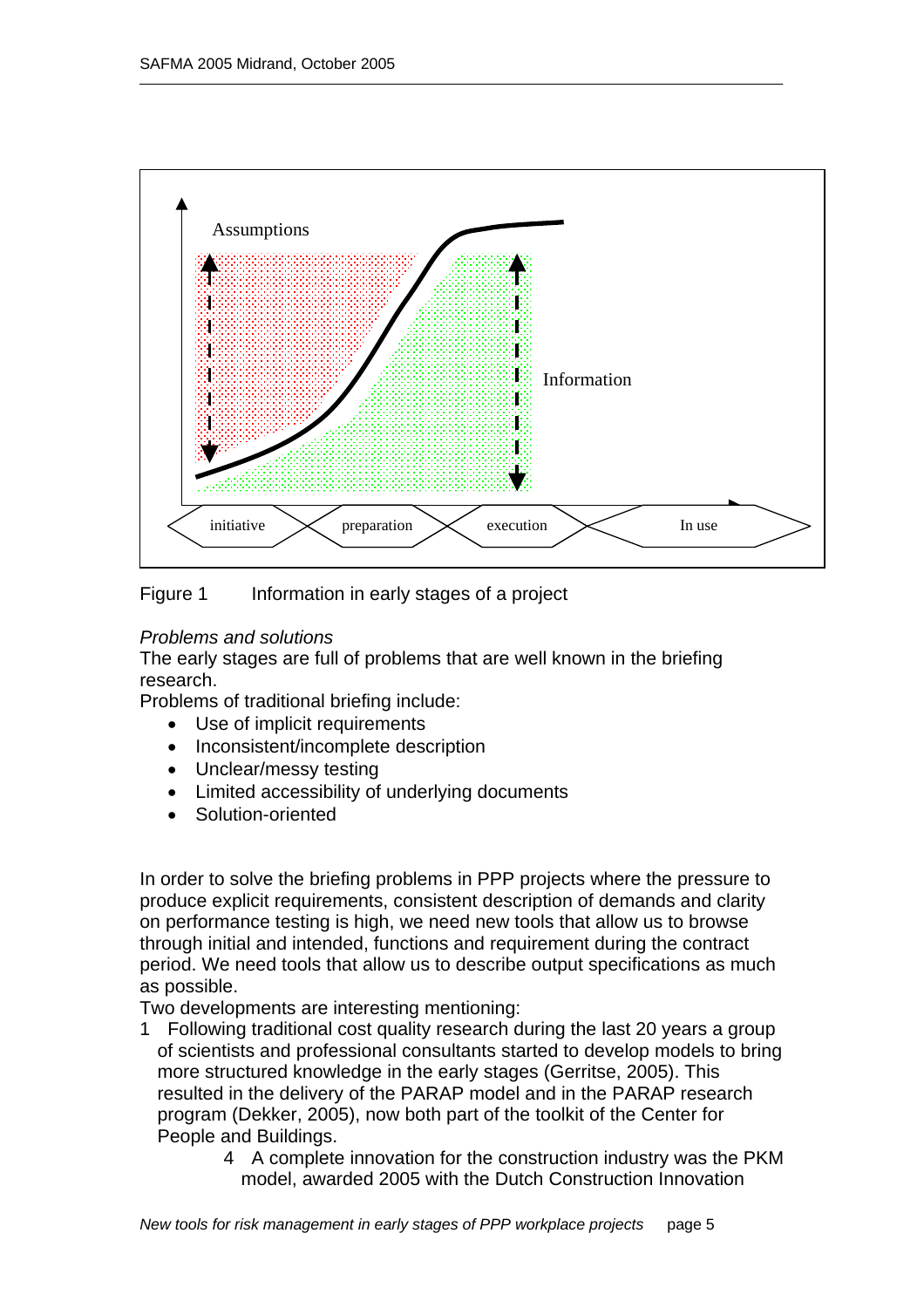Figure 1 Information in early stages of a project

*Problems and solutions*

The early stages are full of problems that are well known in the briefing research.

Problems of traditional briefing include:

- Use of implicit requirements
- Inconsistent/incomplete description
- Unclear/messy testing
- Limited accessibility of underlying documents
- Solution-oriented

In order to solve the briefing problems in PPP projects where the pressure to produce explicit requirements, consistent description of demands and clarity on performance testing is high, we need new tools that allow us to browse through initial and intended, functions and requirement during the contract period. We need tools that allow us to describe output specifications as much as possible.

Two developments are interesting mentioning:

1 Following traditional cost quality research during the last 20 years a group of scientists and professional consultants started to develop models to bring more structured knowledge in the early stages (Gerritse, 2005). This resulted in the delivery of the PARAP model and in the PARAP research program (Dekker, 2005), now both part of the toolkit of the Center for People and Buildings.

4 A complete innovation for the construction industry was the PKM model, awarded 2005 with the Dutch Construction Innovation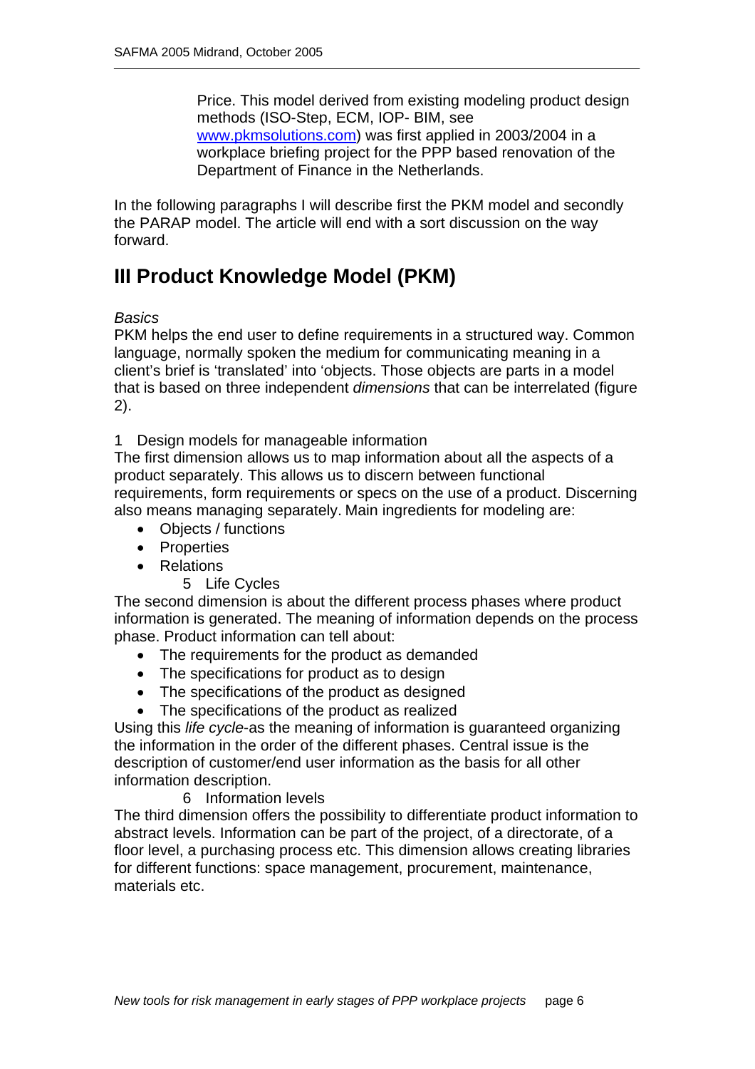Price. This model derived from existing modeling product design methods (ISO-Step, ECM, IOP- BIM, see [www.pkmsolutions.com](http://www.pkmsolutions.com)) was first applied in 2003/2004 in a workplace briefing project for the PPP based renovation of the Department of Finance in the Netherlands.

In the following paragraphs I will describe first the PKM model and secondly the PARAP model. The article will end with a sort discussion on the way forward.

# III Product Knowledge Model (PKM)

*Basics*

PKM helps the end user to define requirements in a structured way. Common language, normally spoken the medium for communicating meaning in a client's brief is 'translated' into 'objects. Those objects are parts in a model that is based on three independent *dimensions* that can be interrelated (figure 2).

1 Design models for manageable information

The first dimension allows us to map information about all the aspects of a product separately. This allows us to discern between functional requirements, form requirements or specs on the use of a product. Discerning also means managing separately. Main ingredients for modeling are:

- Objects / functions
- Properties
- Relations

5 Life Cycles

The second dimension is about the different process phases where product information is generated. The meaning of information depends on the process phase. Product information can tell about:

- The requirements for the product as demanded
- The specifications for product as to design
- The specifications of the product as designed
- The specifications of the product as realized

Using this *life cycle*-as the meaning of information is guaranteed organizing the information in the order of the different phases. Central issue is the description of customer/end user information as the basis for all other information description.

6 Information levels

The third dimension offers the possibility to differentiate product information to abstract levels. Information can be part of the project, of a directorate, of a floor level, a purchasing process etc. This dimension allows creating libraries for different functions: space management, procurement, maintenance, materials etc.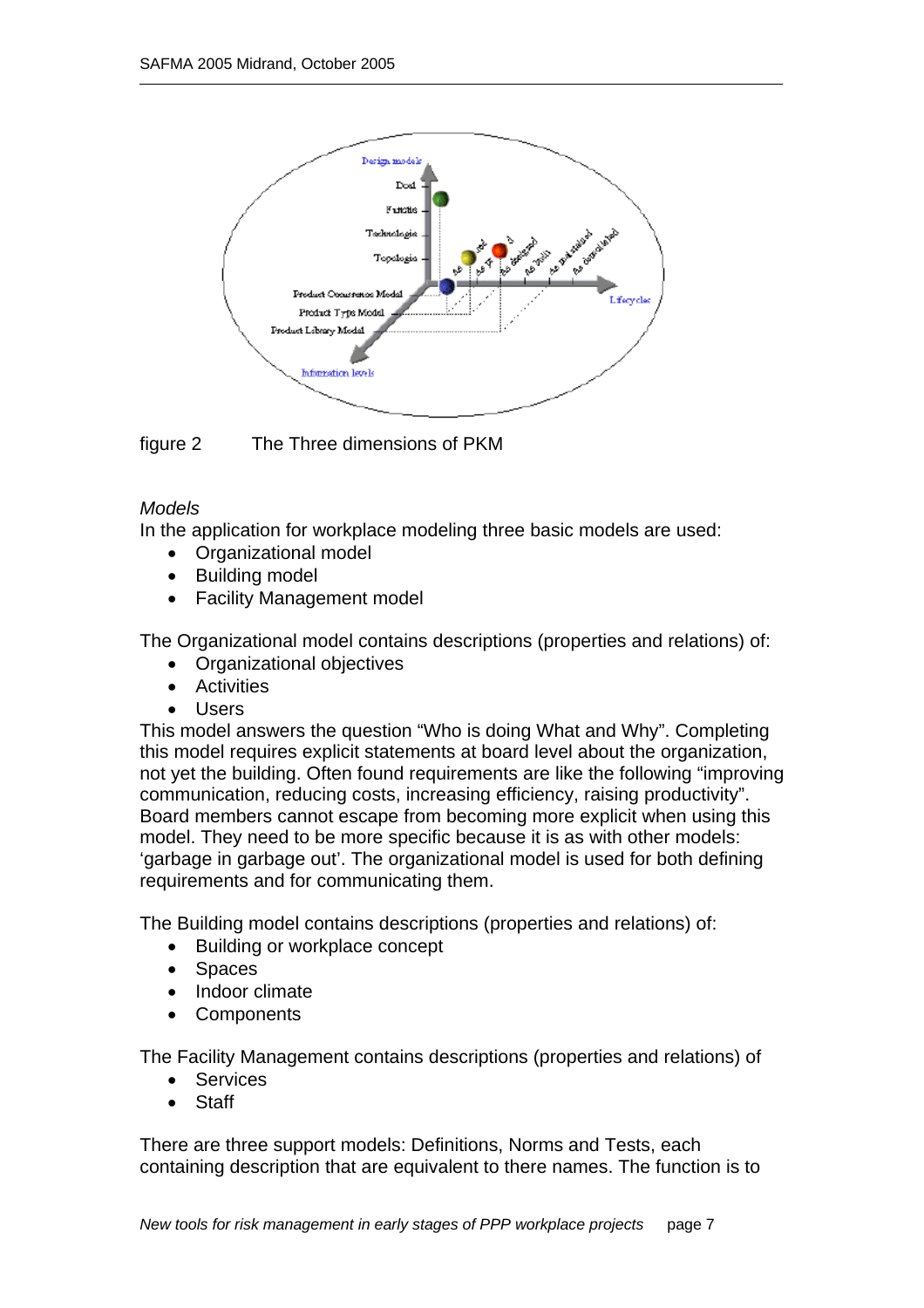figure 2 The Three dimensions of PKM

*Models*

In the application for workplace modeling three basic models are used:

- Organizational model
- Building model
- Facility Management model

The Organizational model contains descriptions (properties and relations) of:

- Organizational objectives
- Activities
- Users

This model answers the question “Who is doing What and Why”. Completing this model requires explicit statements at board level about the organization, not yet the building. Often found requirements are like the following “improving communication, reducing costs, increasing efficiency, raising productivity”. Board members cannot escape from becoming more explicit when using this model. They need to be more specific because it is as with other models: ‘garbage in garbage out’. The organizational model is used for both defining requirements and for communicating them.

The Building model contains descriptions (properties and relations) of:

- Building or workplace concept
- Spaces
- Indoor climate
- Components

The Facility Management contains descriptions (properties and relations) of

- Services
- Staff

There are three support models: Definitions, Norms and Tests, each containing description that are equivalent to there names. The function is to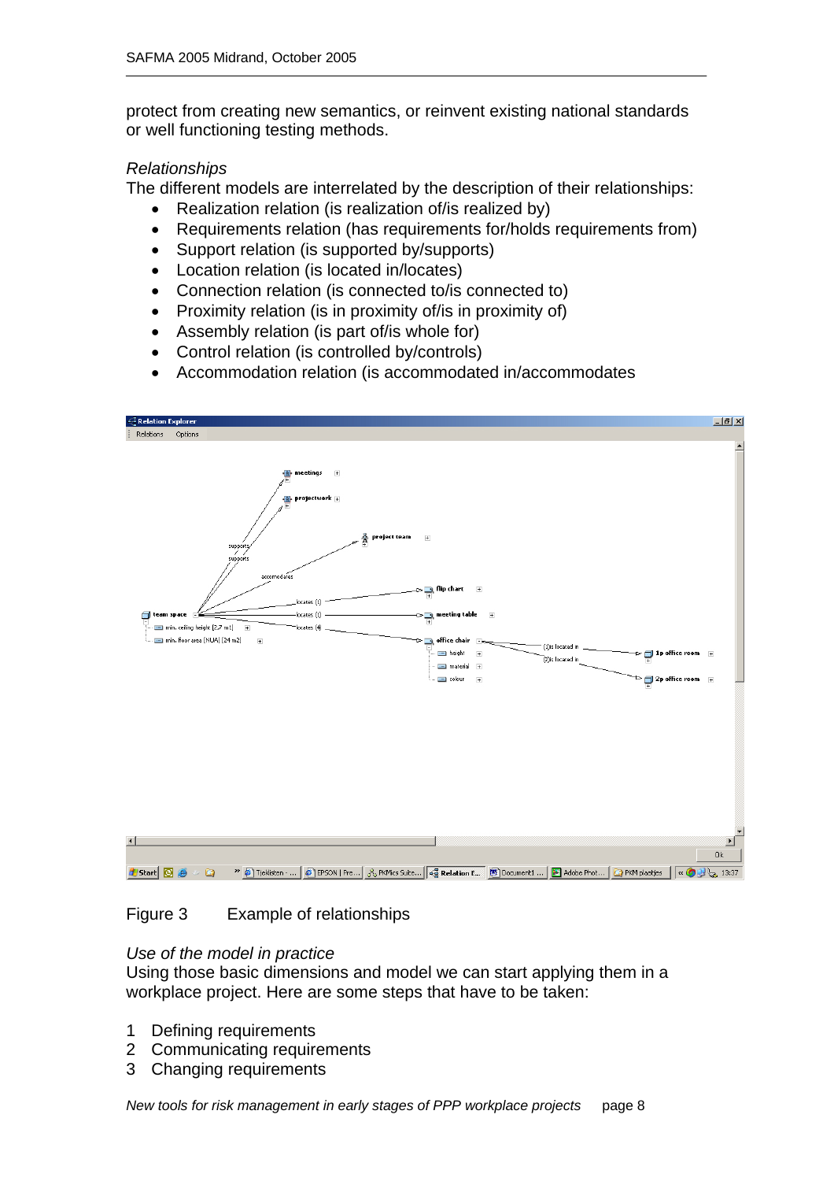protect from creating new semantics, or reinvent existing national standards or well functioning testing methods.

*Relationships*

The different models are interrelated by the description of their relationships:

- Realization relation (is realization of/is realized by)
- Requirements relation (has requirements for/holds requirements from)
- Support relation (is supported by/supports)
- Location relation (is located in/locates)
- Connection relation (is connected to/is connected to)
- Proximity relation (is in proximity of/is in proximity of)
- Assembly relation (is part of/is whole for)
- Control relation (is controlled by/controls)
- Accommodation relation (is accommodated in/accommodates

Figure 3 Example of relationships

*Use of the model in practice*

Using those basic dimensions and model we can start applying them in a workplace project. Here are some steps that have to be taken:

1 Defining requirements
2 Communicating requirements
3 Changing requirements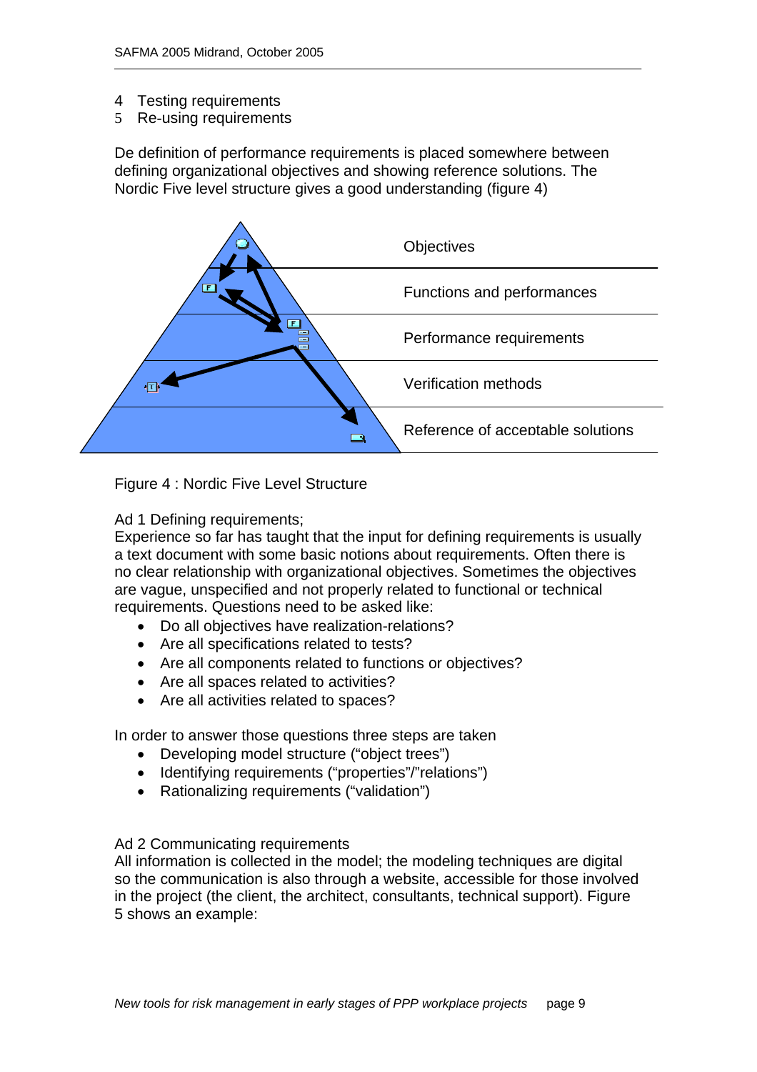4 Testing requirements
5 Re-using requirements

De definition of performance requirements is placed somewhere between defining organizational objectives and showing reference solutions. The Nordic Five level structure gives a good understanding (figure 4)

Objectives

Functions and performances

Performance requirements

Verification methods

Reference of acceptable solutions

Figure 4 : Nordic Five Level Structure

Ad 1 Defining requirements;
Experience so far has taught that the input for defining requirements is usually a text document with some basic notions about requirements. Often there is no clear relationship with organizational objectives. Sometimes the objectives are vague, unspecified and not properly related to functional or technical requirements. Questions need to be asked like:

- Do all objectives have realization-relations?
- Are all specifications related to tests?
- Are all components related to functions or objectives?
- Are all spaces related to activities?
- Are all activities related to spaces?

In order to answer those questions three steps are taken

- Developing model structure ("object trees")
- Identifying requirements ("properties"/"relations")
- Rationalizing requirements ("validation")

Ad 2 Communicating requirements
All information is collected in the model; the modeling techniques are digital so the communication is also through a website, accessible for those involved in the project (the client, the architect, consultants, technical support). Figure 5 shows an example: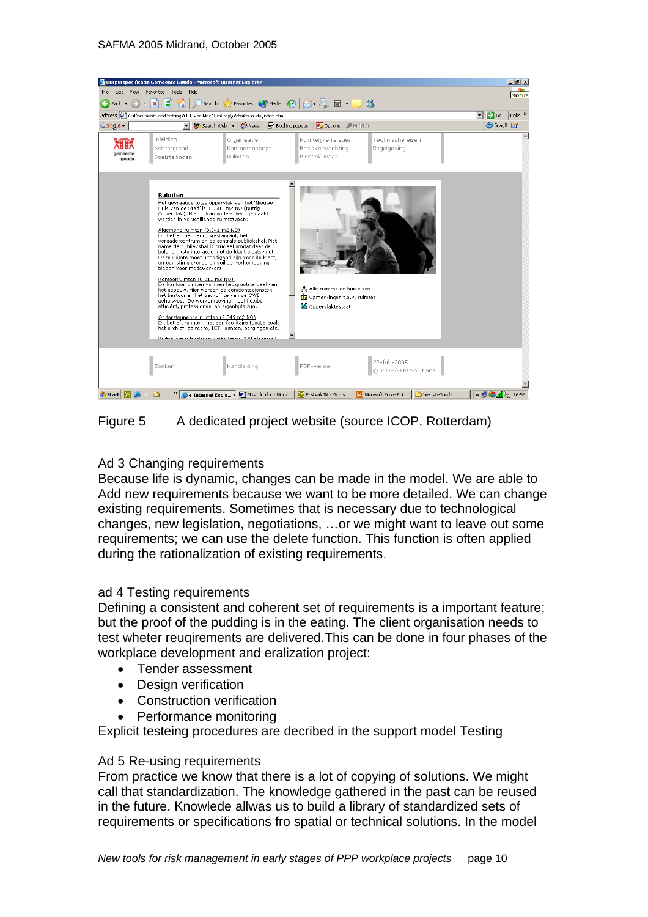Figure 5 A dedicated project website (source ICOP, Rotterdam)

Ad 3 Changing requirements

Because life is dynamic, changes can be made in the model. We are able to Add new requirements because we want to be more detailed. We can change existing requirements. Sometimes that is necessary due to technological changes, new legislation, negotiations, …or we might want to leave out some requirements; we can use the delete function. This function is often applied during the rationalization of existing requirements.

ad 4 Testing requirements

Defining a consistent and coherent set of requirements is a important feature; but the proof of the pudding is in the eating. The client organisation needs to test wheter reuqirements are delivered.This can be done in four phases of the workplace development and eralization project:

- Tender assessment
- Design verification
- Construction verification
- Performance monitoring

Explicit testeing procedures are decribed in the support model Testing

Ad 5 Re-using requirements

From practice we know that there is a lot of copying of solutions. We might call that standardization. The knowledge gathered in the past can be reused in the future. Knowlede allwas us to build a library of standardized sets of requirements or specifications fro spatial or technical solutions. In the model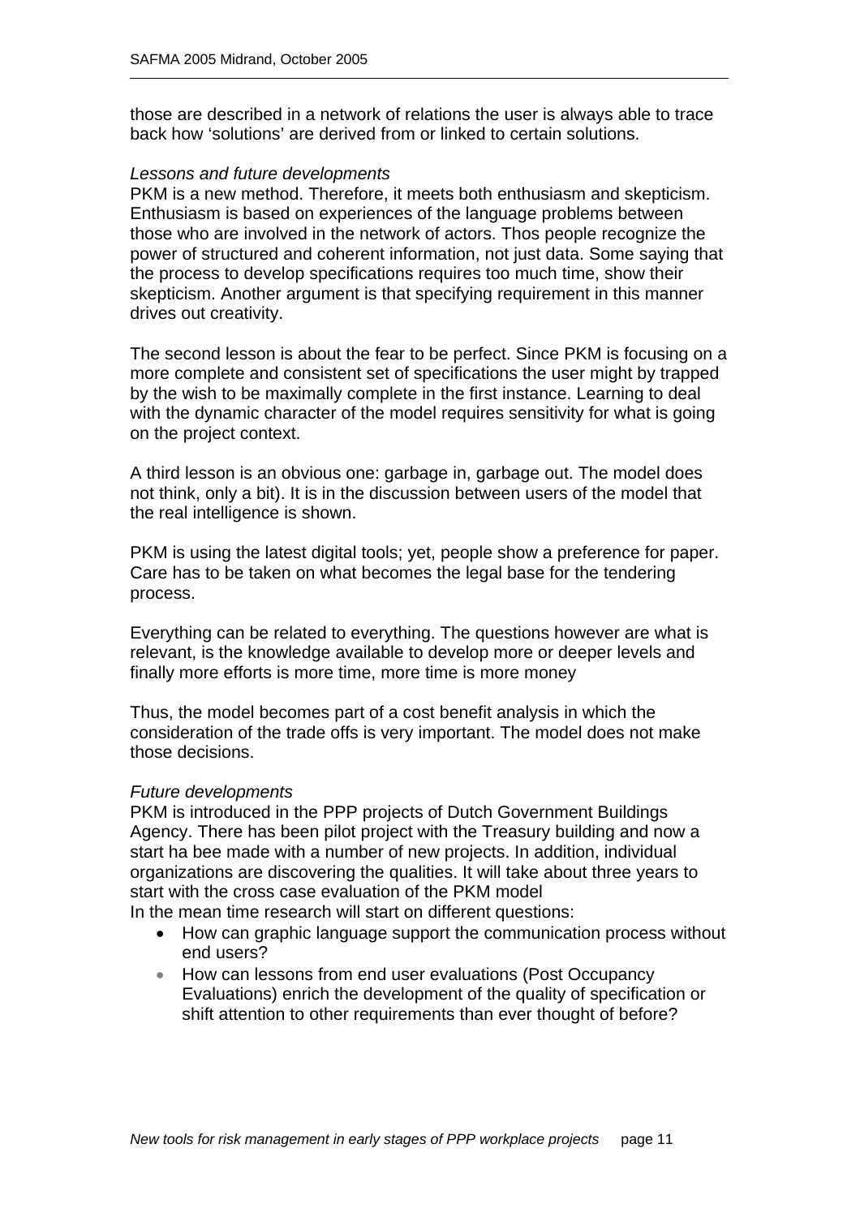those are described in a network of relations the user is always able to trace back how ‘solutions’ are derived from or linked to certain solutions.

*Lessons and future developments*

PKM is a new method. Therefore, it meets both enthusiasm and skepticism. Enthusiasm is based on experiences of the language problems between those who are involved in the network of actors. Thos people recognize the power of structured and coherent information, not just data. Some saying that the process to develop specifications requires too much time, show their skepticism. Another argument is that specifying requirement in this manner drives out creativity.

The second lesson is about the fear to be perfect. Since PKM is focusing on a more complete and consistent set of specifications the user might by trapped by the wish to be maximally complete in the first instance. Learning to deal with the dynamic character of the model requires sensitivity for what is going on the project context.

A third lesson is an obvious one: garbage in, garbage out. The model does not think, only a bit). It is in the discussion between users of the model that the real intelligence is shown.

PKM is using the latest digital tools; yet, people show a preference for paper. Care has to be taken on what becomes the legal base for the tendering process.

Everything can be related to everything. The questions however are what is relevant, is the knowledge available to develop more or deeper levels and finally more efforts is more time, more time is more money

Thus, the model becomes part of a cost benefit analysis in which the consideration of the trade offs is very important. The model does not make those decisions.

*Future developments*

PKM is introduced in the PPP projects of Dutch Government Buildings Agency. There has been pilot project with the Treasury building and now a start ha bee made with a number of new projects. In addition, individual organizations are discovering the qualities. It will take about three years to start with the cross case evaluation of the PKM model

In the mean time research will start on different questions:

- How can graphic language support the communication process without end users?
- How can lessons from end user evaluations (Post Occupancy Evaluations) enrich the development of the quality of specification or shift attention to other requirements than ever thought of before?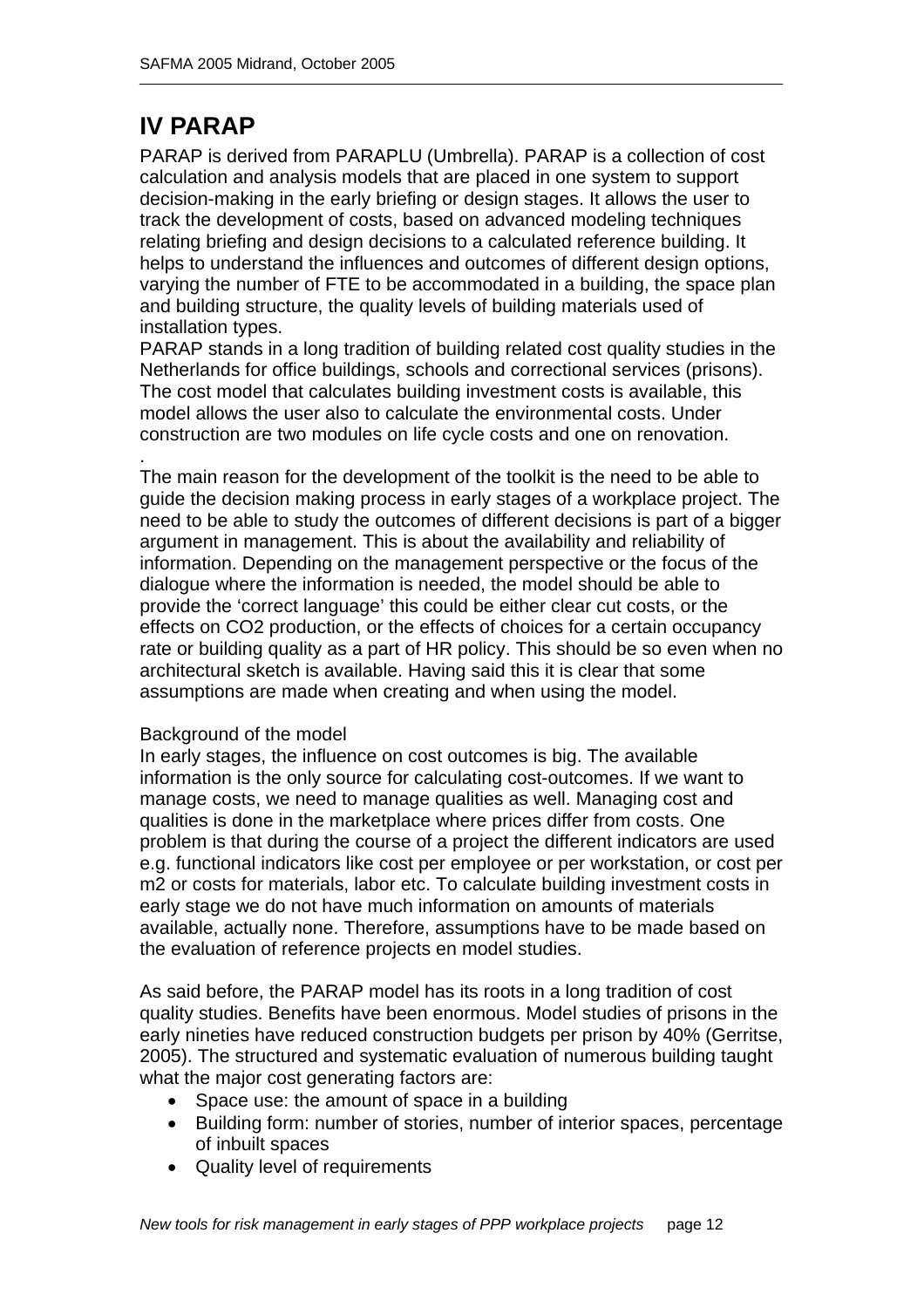# IV PARAP

PARAP is derived from PARAPLU (Umbrella). PARAP is a collection of cost calculation and analysis models that are placed in one system to support decision-making in the early briefing or design stages. It allows the user to track the development of costs, based on advanced modeling techniques relating briefing and design decisions to a calculated reference building. It helps to understand the influences and outcomes of different design options, varying the number of FTE to be accommodated in a building, the space plan and building structure, the quality levels of building materials used of installation types.
PARAP stands in a long tradition of building related cost quality studies in the Netherlands for office buildings, schools and correctional services (prisons). The cost model that calculates building investment costs is available, this model allows the user also to calculate the environmental costs. Under construction are two modules on life cycle costs and one on renovation.
.
The main reason for the development of the toolkit is the need to be able to guide the decision making process in early stages of a workplace project. The need to be able to study the outcomes of different decisions is part of a bigger argument in management. This is about the availability and reliability of information. Depending on the management perspective or the focus of the dialogue where the information is needed, the model should be able to provide the 'correct language' this could be either clear cut costs, or the effects on CO2 production, or the effects of choices for a certain occupancy rate or building quality as a part of HR policy. This should be so even when no architectural sketch is available. Having said this it is clear that some assumptions are made when creating and when using the model.

Background of the model
In early stages, the influence on cost outcomes is big. The available information is the only source for calculating cost-outcomes. If we want to manage costs, we need to manage qualities as well. Managing cost and qualities is done in the marketplace where prices differ from costs. One problem is that during the course of a project the different indicators are used e.g. functional indicators like cost per employee or per workstation, or cost per m2 or costs for materials, labor etc. To calculate building investment costs in early stage we do not have much information on amounts of materials available, actually none. Therefore, assumptions have to be made based on the evaluation of reference projects en model studies.

As said before, the PARAP model has its roots in a long tradition of cost quality studies. Benefits have been enormous. Model studies of prisons in the early nineties have reduced construction budgets per prison by 40% (Gerritse, 2005). The structured and systematic evaluation of numerous building taught what the major cost generating factors are:

- Space use: the amount of space in a building
- Building form: number of stories, number of interior spaces, percentage of inbuilt spaces
- Quality level of requirements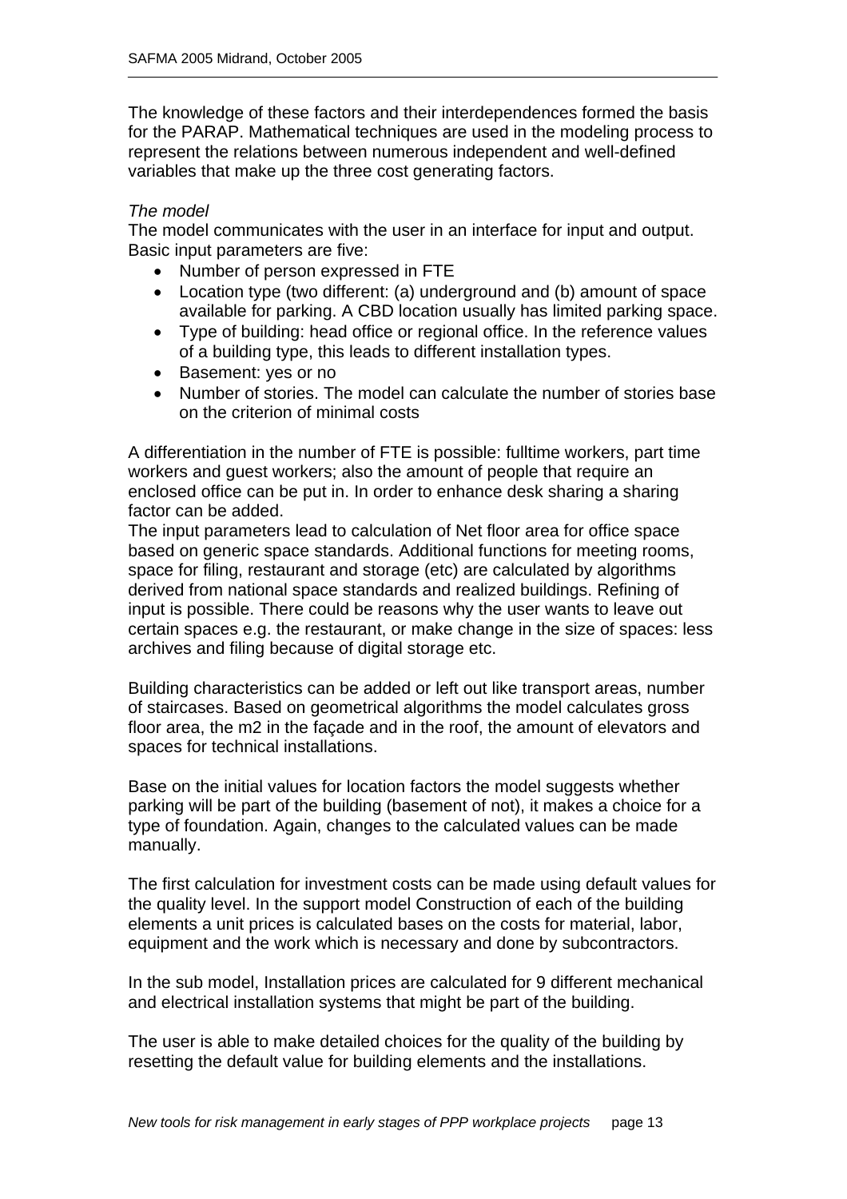The knowledge of these factors and their interdependences formed the basis for the PARAP. Mathematical techniques are used in the modeling process to represent the relations between numerous independent and well-defined variables that make up the three cost generating factors.

*The model*

The model communicates with the user in an interface for input and output. Basic input parameters are five:

- Number of person expressed in FTE
- Location type (two different: (a) underground and (b) amount of space available for parking. A CBD location usually has limited parking space.
- Type of building: head office or regional office. In the reference values of a building type, this leads to different installation types.
- Basement: yes or no
- Number of stories. The model can calculate the number of stories base on the criterion of minimal costs

A differentiation in the number of FTE is possible: fulltime workers, part time workers and guest workers; also the amount of people that require an enclosed office can be put in. In order to enhance desk sharing a sharing factor can be added.

The input parameters lead to calculation of Net floor area for office space based on generic space standards. Additional functions for meeting rooms, space for filing, restaurant and storage (etc) are calculated by algorithms derived from national space standards and realized buildings. Refining of input is possible. There could be reasons why the user wants to leave out certain spaces e.g. the restaurant, or make change in the size of spaces: less archives and filing because of digital storage etc.

Building characteristics can be added or left out like transport areas, number of staircases. Based on geometrical algorithms the model calculates gross floor area, the m2 in the façade and in the roof, the amount of elevators and spaces for technical installations.

Base on the initial values for location factors the model suggests whether parking will be part of the building (basement of not), it makes a choice for a type of foundation. Again, changes to the calculated values can be made manually.

The first calculation for investment costs can be made using default values for the quality level. In the support model Construction of each of the building elements a unit prices is calculated bases on the costs for material, labor, equipment and the work which is necessary and done by subcontractors.

In the sub model, Installation prices are calculated for 9 different mechanical and electrical installation systems that might be part of the building.

The user is able to make detailed choices for the quality of the building by resetting the default value for building elements and the installations.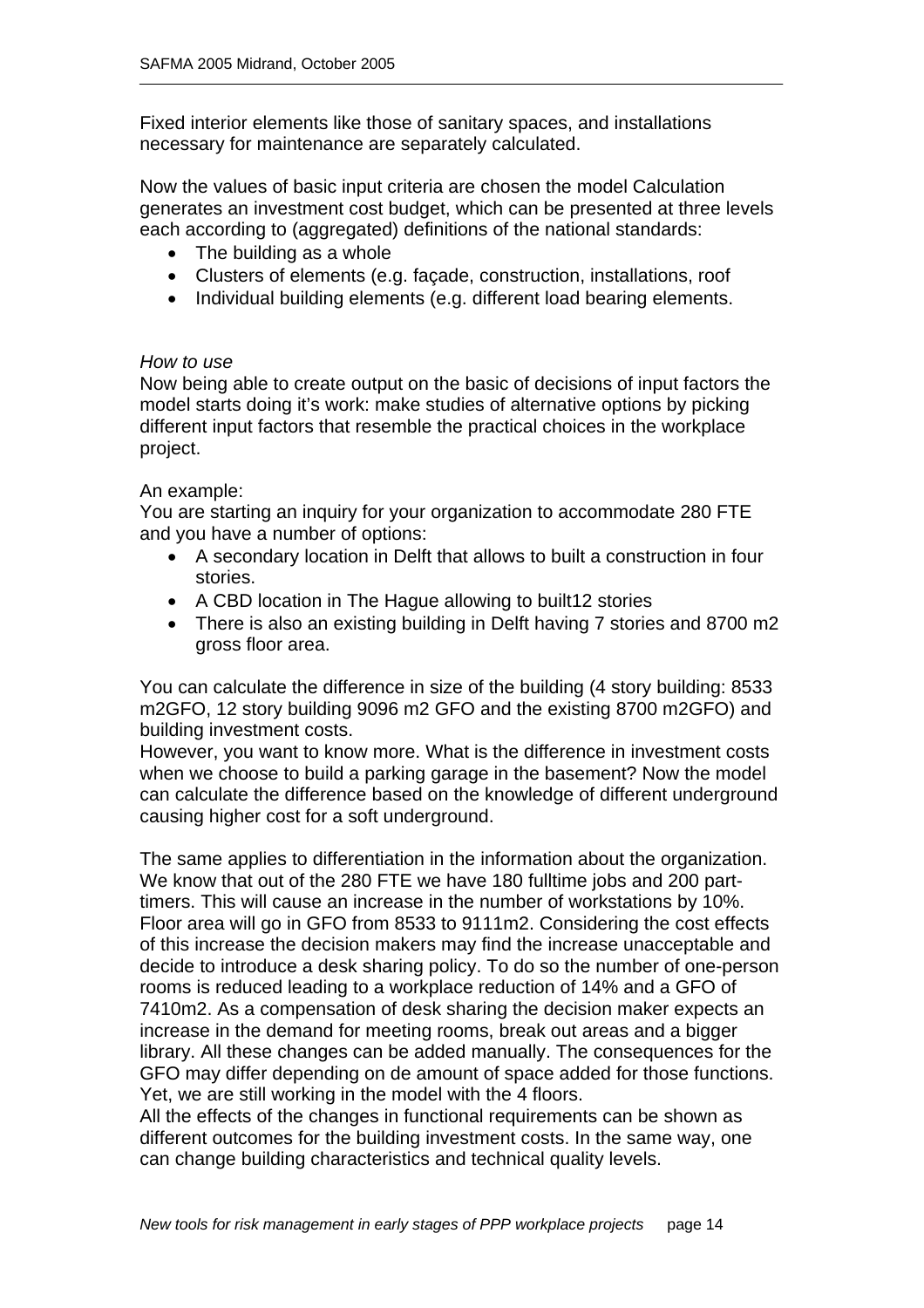Fixed interior elements like those of sanitary spaces, and installations necessary for maintenance are separately calculated.

Now the values of basic input criteria are chosen the model Calculation generates an investment cost budget, which can be presented at three levels each according to (aggregated) definitions of the national standards:

- The building as a whole
- Clusters of elements (e.g. façade, construction, installations, roof
- Individual building elements (e.g. different load bearing elements.

*How to use*

Now being able to create output on the basic of decisions of input factors the model starts doing it's work: make studies of alternative options by picking different input factors that resemble the practical choices in the workplace project.

An example:

You are starting an inquiry for your organization to accommodate 280 FTE and you have a number of options:

- A secondary location in Delft that allows to built a construction in four stories.
- A CBD location in The Hague allowing to built12 stories
- There is also an existing building in Delft having 7 stories and 8700 m2 gross floor area.

You can calculate the difference in size of the building (4 story building: 8533 m2GFO, 12 story building 9096 m2 GFO and the existing 8700 m2GFO) and building investment costs.

However, you want to know more. What is the difference in investment costs when we choose to build a parking garage in the basement? Now the model can calculate the difference based on the knowledge of different underground causing higher cost for a soft underground.

The same applies to differentiation in the information about the organization. We know that out of the 280 FTE we have 180 fulltime jobs and 200 part-timers. This will cause an increase in the number of workstations by 10%. Floor area will go in GFO from 8533 to 9111m2. Considering the cost effects of this increase the decision makers may find the increase unacceptable and decide to introduce a desk sharing policy. To do so the number of one-person rooms is reduced leading to a workplace reduction of 14% and a GFO of 7410m2. As a compensation of desk sharing the decision maker expects an increase in the demand for meeting rooms, break out areas and a bigger library. All these changes can be added manually. The consequences for the GFO may differ depending on de amount of space added for those functions. Yet, we are still working in the model with the 4 floors.

All the effects of the changes in functional requirements can be shown as different outcomes for the building investment costs. In the same way, one can change building characteristics and technical quality levels.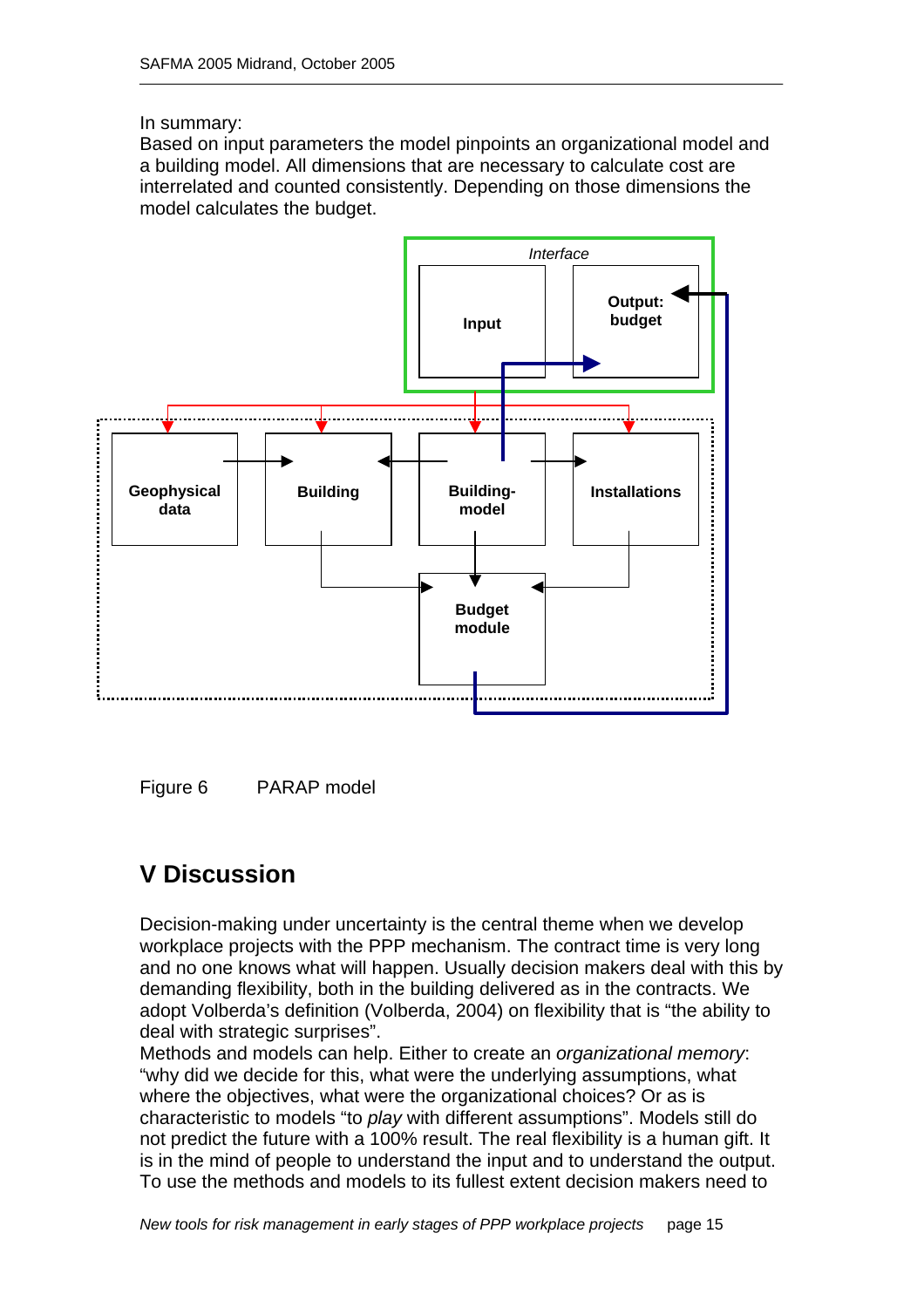In summary:
Based on input parameters the model pinpoints an organizational model and a building model. All dimensions that are necessary to calculate cost are interrelated and counted consistently. Depending on those dimensions the model calculates the budget.

Figure 6 PARAP model

# V Discussion

Decision-making under uncertainty is the central theme when we develop workplace projects with the PPP mechanism. The contract time is very long and no one knows what will happen. Usually decision makers deal with this by demanding flexibility, both in the building delivered as in the contracts. We adopt Volberda's definition (Volberda, 2004) on flexibility that is "the ability to deal with strategic surprises".
Methods and models can help. Either to create an *organizational memory*: "why did we decide for this, what were the underlying assumptions, what where the objectives, what were the organizational choices? Or as is characteristic to models "to *play* with different assumptions". Models still do not predict the future with a 100% result. The real flexibility is a human gift. It is in the mind of people to understand the input and to understand the output. To use the methods and models to its fullest extent decision makers need to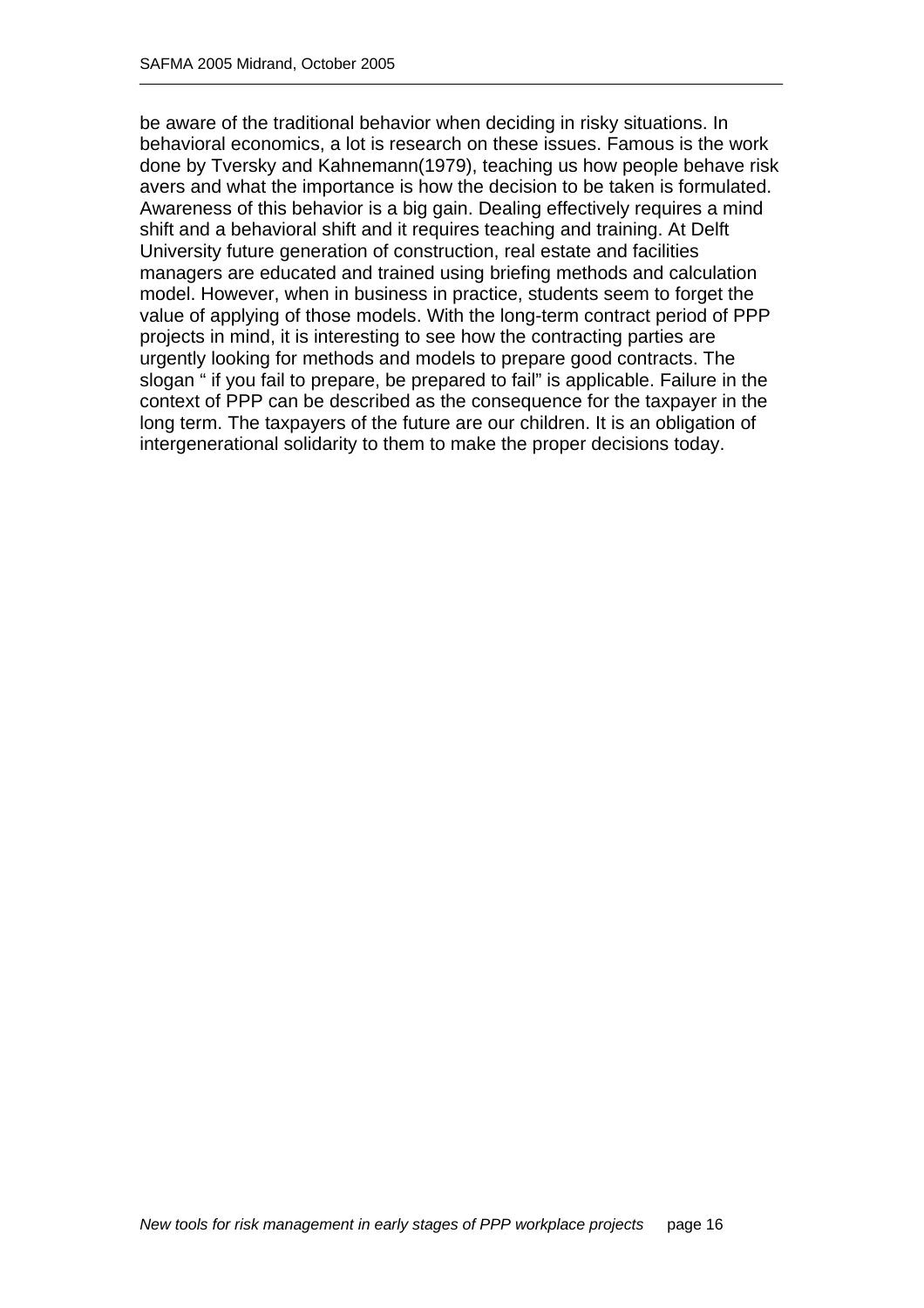be aware of the traditional behavior when deciding in risky situations. In behavioral economics, a lot is research on these issues. Famous is the work done by Tversky and Kahnemann(1979), teaching us how people behave risk avers and what the importance is how the decision to be taken is formulated. Awareness of this behavior is a big gain. Dealing effectively requires a mind shift and a behavioral shift and it requires teaching and training. At Delft University future generation of construction, real estate and facilities managers are educated and trained using briefing methods and calculation model. However, when in business in practice, students seem to forget the value of applying of those models. With the long-term contract period of PPP projects in mind, it is interesting to see how the contracting parties are urgently looking for methods and models to prepare good contracts. The slogan " if you fail to prepare, be prepared to fail" is applicable. Failure in the context of PPP can be described as the consequence for the taxpayer in the long term. The taxpayers of the future are our children. It is an obligation of intergenerational solidarity to them to make the proper decisions today.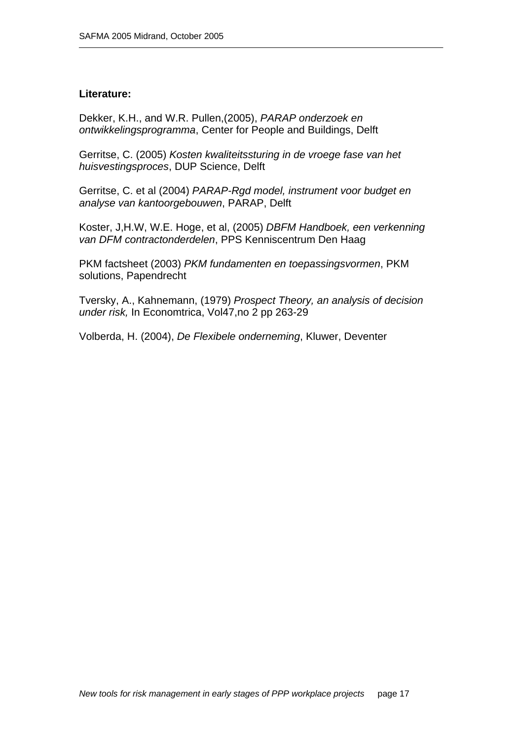**Literature:**

Dekker, K.H., and W.R. Pullen,(2005), *PARAP onderzoek en ontwikkelingsprogramma*, Center for People and Buildings, Delft

Gerritse, C. (2005) *Kosten kwaliteitssturing in de vroege fase van het huisvestingsproces*, DUP Science, Delft

Gerritse, C. et al (2004) *PARAP-Rgd model, instrument voor budget en analyse van kantoorgebouwen*, PARAP, Delft

Koster, J,H.W, W.E. Hoge, et al, (2005) *DBFM Handboek, een verkenning van DFM contractonderdelen*, PPS Kenniscentrum Den Haag

PKM factsheet (2003) *PKM fundamenten en toepassingsvormen*, PKM solutions, Papendrecht

Tversky, A., Kahnemann, (1979) *Prospect Theory, an analysis of decision under risk,* In Economtrica, Vol47,no 2 pp 263-29

Volberda, H. (2004), *De Flexibele onderneming*, Kluwer, Deventer